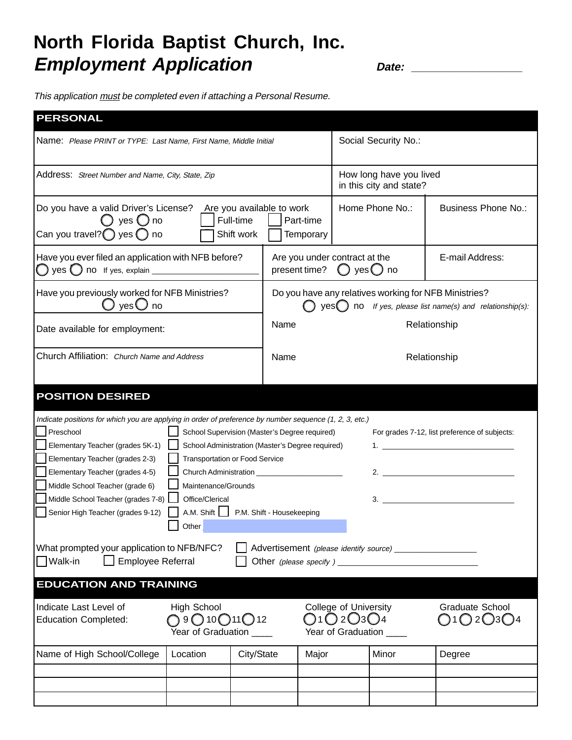# North Florida Baptist Church, Inc.

## *Employment Application*

**Date:** ___________________

*This application must be completed even if attaching a Personal Resume.*

## PERSONAL

| Name: *Please PRINT or TYPE: Last Name, First Name, Middle Initial* | Social Security No.: |
|---|---|
| Address: *Street Number and Name, City, State, Zip* | How long have you lived in this city and state? |

| Do you have a valid Driver's License? ◯ yes ◯ no<br>Can you travel? ◯ yes ◯ no | Are you available to work<br>☐ Full-time ☐ Part-time<br>☐ Shift work ☐ Temporary | Home Phone No.: | Business Phone No.: |
|---|---|---|---|

| Have you ever filed an application with NFB before? ◯ yes ◯ no If yes, explain ___________________ | Are you under contract at the present time? ◯ yes ◯ no | E-mail Address: |
|---|---|---|

| Have you previously worked for NFB Ministries? ◯ yes ◯ no | Do you have any relatives working for NFB Ministries? ◯ yes ◯ no *If yes, please list name(s) and relationship(s):* |
|---|---|
| Date available for employment: | Name / Relationship |
| Church Affiliation: *Church Name and Address* | Name / Relationship |

## POSITION DESIRED

*Indicate positions for which you are applying in order of preference by number sequence (1, 2, 3, etc.)*

- ☐ Preschool
- ☐ Elementary Teacher (grades 5K-1)
- ☐ Elementary Teacher (grades 2-3)
- ☐ Elementary Teacher (grades 4-5)
- ☐ Middle School Teacher (grade 6)
- ☐ Middle School Teacher (grades 7-8)
- ☐ Senior High Teacher (grades 9-12)
- ☐ School Supervision (Master's Degree required)
- ☐ School Administration (Master's Degree required)
- ☐ Transportation or Food Service
- ☐ Church Administration ___________________
- ☐ Maintenance/Grounds
- ☐ Office/Clerical
- ☐ A.M. Shift ☐ P.M. Shift - Housekeeping
- ☐ Other ___________________

For grades 7-12, list preference of subjects:

1. ___________________
2. ___________________
3. ___________________

What prompted your application to NFB/NFC? ☐ Advertisement *(please identify source)* ___________________

☐ Walk-in ☐ Employee Referral ☐ Other *(please specify)* ___________________

## EDUCATION AND TRAINING

| Indicate Last Level of Education Completed: | High School<br>◯ 9 ◯ 10 ◯ 11 ◯ 12<br>Year of Graduation ____ | College of University<br>◯ 1 ◯ 2 ◯ 3 ◯ 4<br>Year of Graduation ____ | Graduate School<br>◯ 1 ◯ 2 ◯ 3 ◯ 4 |
|---|---|---|---|

| Name of High School/College | Location | City/State | Major | Minor | Degree |
|---|---|---|---|---|---|
| | | | | | |
| | | | | | |
| | | | | | |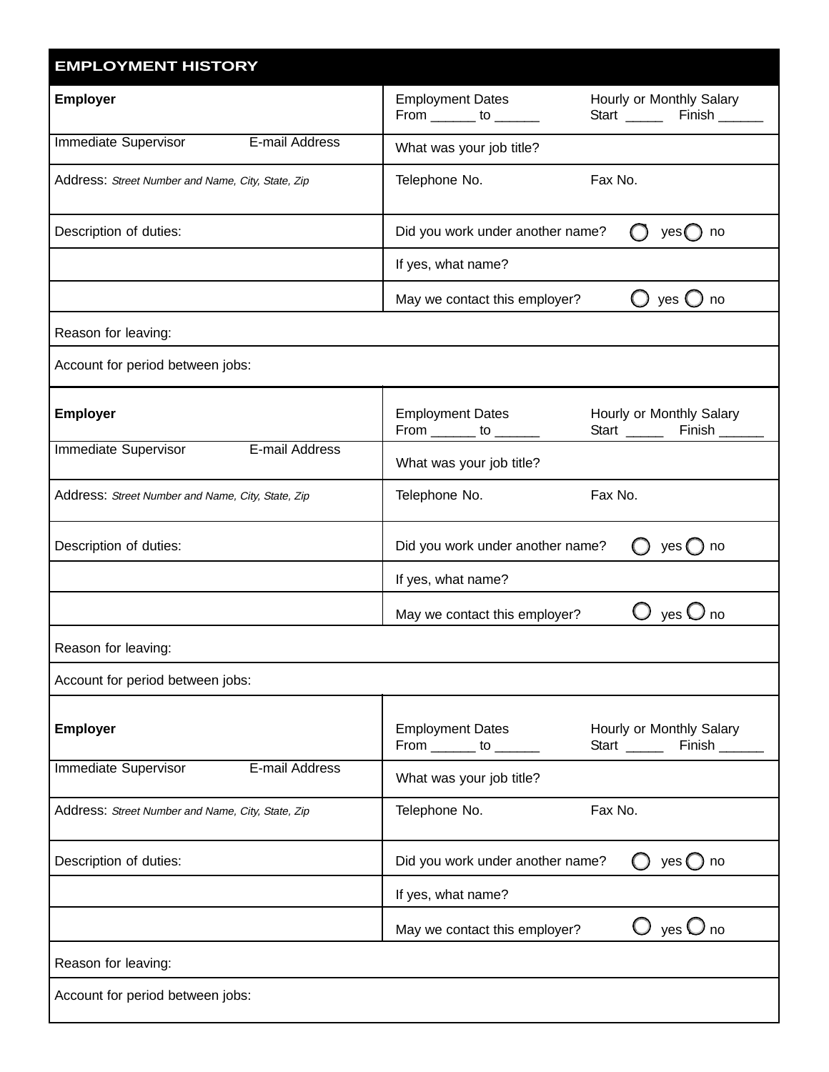## EMPLOYMENT HISTORY

| **Employer** | Employment Dates From ______ to ______ | Hourly or Monthly Salary Start _____ Finish ______ |
|---|---|---|
| Immediate Supervisor E-mail Address | What was your job title? | |
| Address: *Street Number and Name, City, State, Zip* | Telephone No. | Fax No. |
| Description of duties: | Did you work under another name? ○ yes ○ no | |
| | If yes, what name? | |
| | May we contact this employer? ○ yes ○ no | |
| Reason for leaving: | | |
| Account for period between jobs: | | |

| **Employer** | Employment Dates From ______ to ______ | Hourly or Monthly Salary Start _____ Finish ______ |
|---|---|---|
| Immediate Supervisor E-mail Address | What was your job title? | |
| Address: *Street Number and Name, City, State, Zip* | Telephone No. | Fax No. |
| Description of duties: | Did you work under another name? ○ yes ○ no | |
| | If yes, what name? | |
| | May we contact this employer? ○ yes ○ no | |
| Reason for leaving: | | |
| Account for period between jobs: | | |

| **Employer** | Employment Dates From ______ to ______ | Hourly or Monthly Salary Start _____ Finish ______ |
|---|---|---|
| Immediate Supervisor E-mail Address | What was your job title? | |
| Address: *Street Number and Name, City, State, Zip* | Telephone No. | Fax No. |
| Description of duties: | Did you work under another name? ○ yes ○ no | |
| | If yes, what name? | |
| | May we contact this employer? ○ yes ○ no | |
| Reason for leaving: | | |
| Account for period between jobs: | | |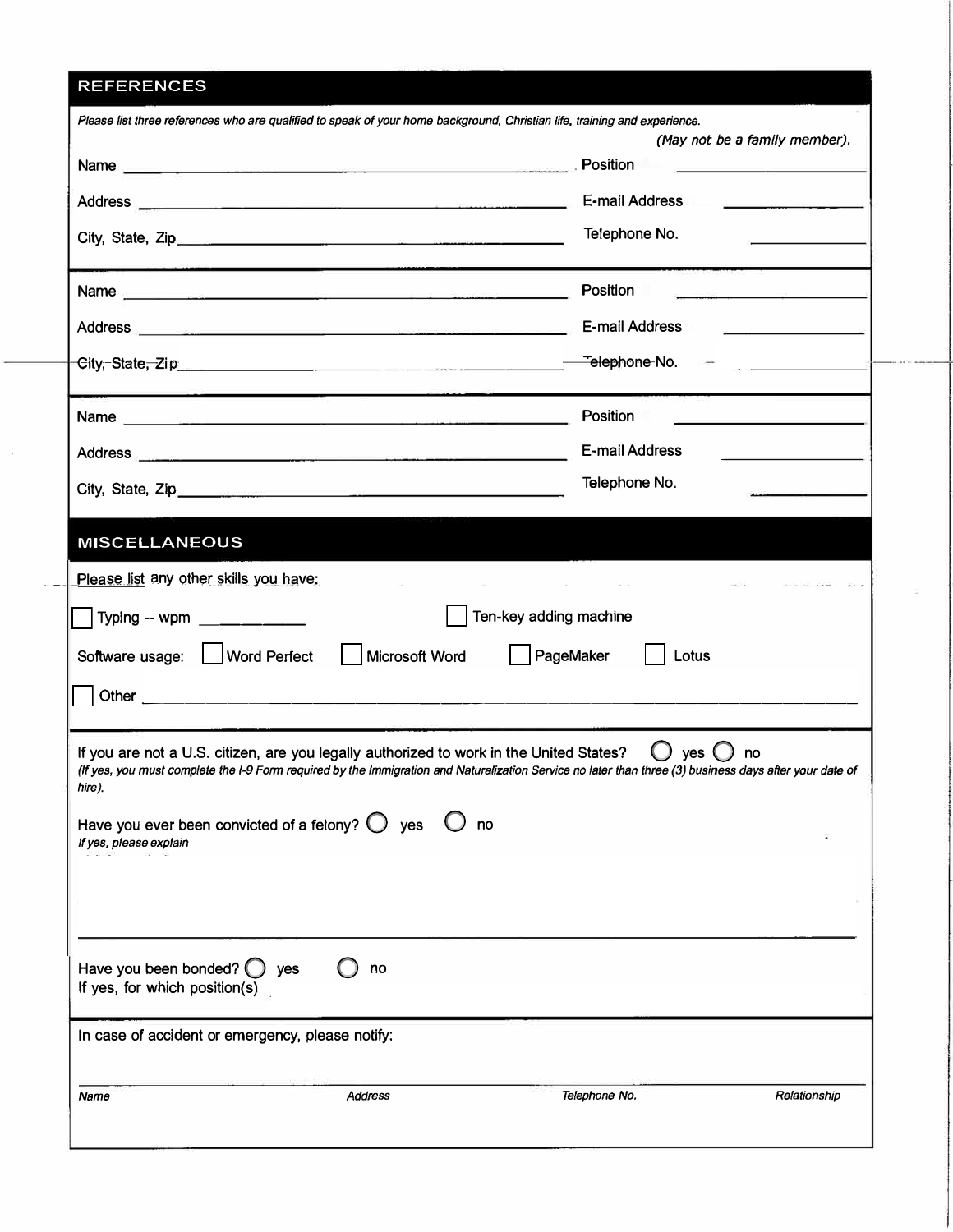## REFERENCES

*Please list three references who are qualified to speak of your home background, Christian life, training and experience.*

*(May not be a family member).*

Name ______________________________ Position ______________

Address ______________________________ E-mail Address ______________

City, State, Zip ______________________________ Telephone No. ______________

Name ______________________________ Position ______________

Address ______________________________ E-mail Address ______________

City, State, Zip ______________________________ Telephone No. ______________

Name ______________________________ Position ______________

Address ______________________________ E-mail Address ______________

City, State, Zip ______________________________ Telephone No. ______________

## MISCELLANEOUS

Please list any other skills you have:

☐ Typing -- wpm ____________ ☐ Ten-key adding machine

Software usage: ☐ Word Perfect ☐ Microsoft Word ☐ PageMaker ☐ Lotus

☐ Other ______________________________

If you are not a U.S. citizen, are you legally authorized to work in the United States? ◯ yes ◯ no

*(If yes, you must complete the I-9 Form required by the Immigration and Naturalization Service no later than three (3) business days after your date of hire).*

Have you ever been convicted of a felony? ◯ yes ◯ no

*If yes, please explain*

______________________________

Have you been bonded? ◯ yes ◯ no

If yes, for which position(s)

In case of accident or emergency, please notify:

______________________________

*Name* *Address* *Telephone No.* *Relationship*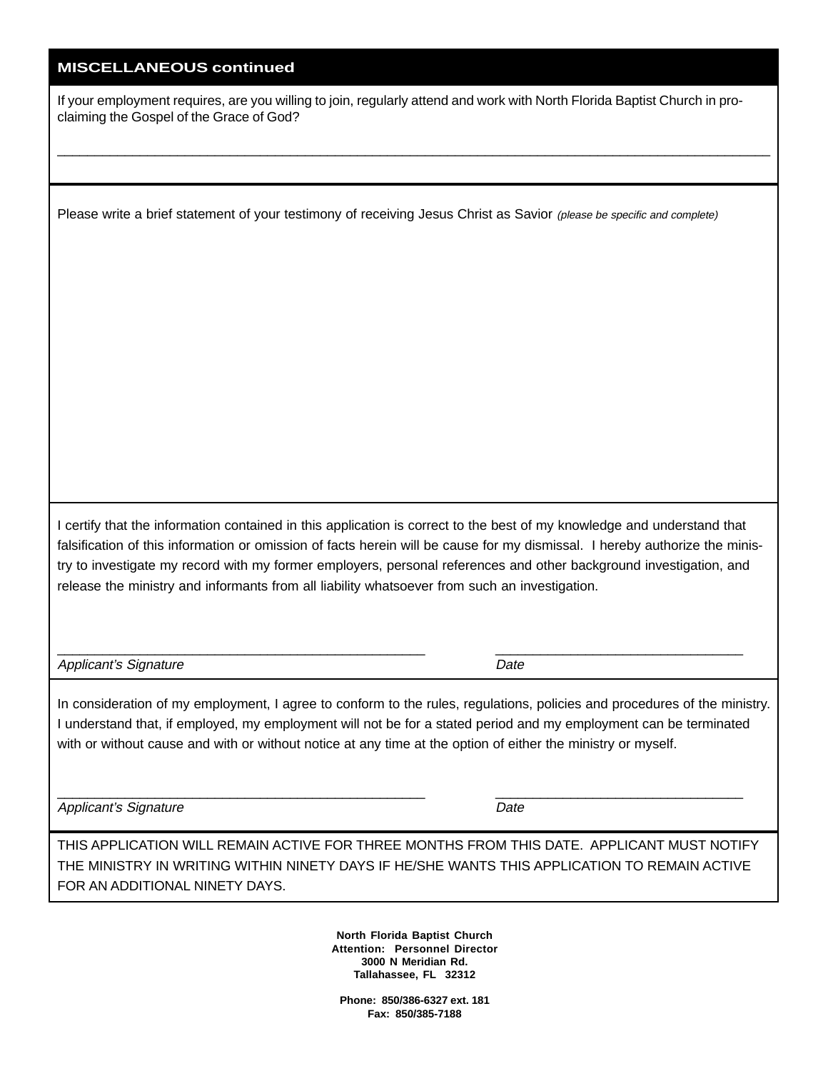## MISCELLANEOUS continued

If your employment requires, are you willing to join, regularly attend and work with North Florida Baptist Church in proclaiming the Gospel of the Grace of God?

_______________________________________________________________________________________________

Please write a brief statement of your testimony of receiving Jesus Christ as Savior *(please be specific and complete)*

I certify that the information contained in this application is correct to the best of my knowledge and understand that falsification of this information or omission of facts herein will be cause for my dismissal. I hereby authorize the ministry to investigate my record with my former employers, personal references and other background investigation, and release the ministry and informants from all liability whatsoever from such an investigation.

_______________________________________________ _______________________________

*Applicant's Signature* *Date*

In consideration of my employment, I agree to conform to the rules, regulations, policies and procedures of the ministry. I understand that, if employed, my employment will not be for a stated period and my employment can be terminated with or without cause and with or without notice at any time at the option of either the ministry or myself.

_______________________________________________ _______________________________

*Applicant's Signature* *Date*

THIS APPLICATION WILL REMAIN ACTIVE FOR THREE MONTHS FROM THIS DATE. APPLICANT MUST NOTIFY THE MINISTRY IN WRITING WITHIN NINETY DAYS IF HE/SHE WANTS THIS APPLICATION TO REMAIN ACTIVE FOR AN ADDITIONAL NINETY DAYS.

**North Florida Baptist Church**
**Attention: Personnel Director**
**3000 N Meridian Rd.**
**Tallahassee, FL 32312**

**Phone: 850/386-6327 ext. 181**
**Fax: 850/385-7188**